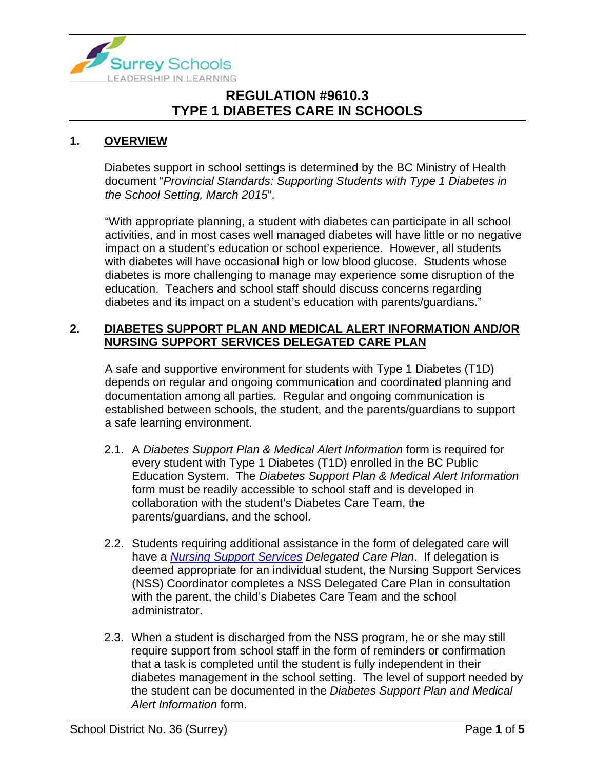Surrey Schools
LEADERSHIP IN LEARNING

# REGULATION #9610.3
# TYPE 1 DIABETES CARE IN SCHOOLS

## 1. OVERVIEW

Diabetes support in school settings is determined by the BC Ministry of Health document "*Provincial Standards: Supporting Students with Type 1 Diabetes in the School Setting, March 2015*".

"With appropriate planning, a student with diabetes can participate in all school activities, and in most cases well managed diabetes will have little or no negative impact on a student's education or school experience. However, all students with diabetes will have occasional high or low blood glucose. Students whose diabetes is more challenging to manage may experience some disruption of the education. Teachers and school staff should discuss concerns regarding diabetes and its impact on a student's education with parents/guardians."

## 2. DIABETES SUPPORT PLAN AND MEDICAL ALERT INFORMATION AND/OR NURSING SUPPORT SERVICES DELEGATED CARE PLAN

A safe and supportive environment for students with Type 1 Diabetes (T1D) depends on regular and ongoing communication and coordinated planning and documentation among all parties. Regular and ongoing communication is established between schools, the student, and the parents/guardians to support a safe learning environment.

2.1. A *Diabetes Support Plan & Medical Alert Information* form is required for every student with Type 1 Diabetes (T1D) enrolled in the BC Public Education System. The *Diabetes Support Plan & Medical Alert Information* form must be readily accessible to school staff and is developed in collaboration with the student's Diabetes Care Team, the parents/guardians, and the school.

2.2. Students requiring additional assistance in the form of delegated care will have a *Nursing Support Services Delegated Care Plan*. If delegation is deemed appropriate for an individual student, the Nursing Support Services (NSS) Coordinator completes a NSS Delegated Care Plan in consultation with the parent, the child's Diabetes Care Team and the school administrator.

2.3. When a student is discharged from the NSS program, he or she may still require support from school staff in the form of reminders or confirmation that a task is completed until the student is fully independent in their diabetes management in the school setting. The level of support needed by the student can be documented in the *Diabetes Support Plan and Medical Alert Information* form.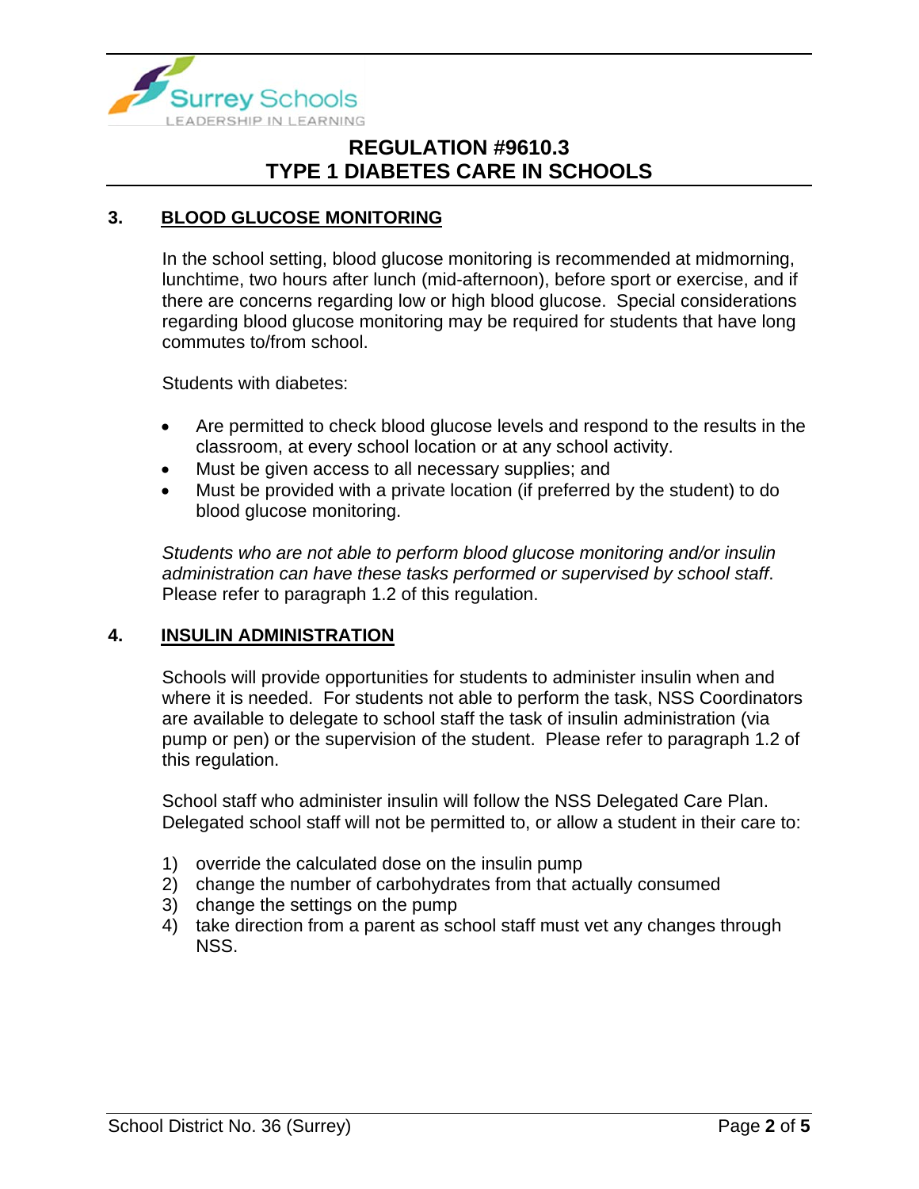## 3. BLOOD GLUCOSE MONITORING

In the school setting, blood glucose monitoring is recommended at midmorning, lunchtime, two hours after lunch (mid-afternoon), before sport or exercise, and if there are concerns regarding low or high blood glucose. Special considerations regarding blood glucose monitoring may be required for students that have long commutes to/from school.

Students with diabetes:

- Are permitted to check blood glucose levels and respond to the results in the classroom, at every school location or at any school activity.
- Must be given access to all necessary supplies; and
- Must be provided with a private location (if preferred by the student) to do blood glucose monitoring.

*Students who are not able to perform blood glucose monitoring and/or insulin administration can have these tasks performed or supervised by school staff*. Please refer to paragraph 1.2 of this regulation.

## 4. INSULIN ADMINISTRATION

Schools will provide opportunities for students to administer insulin when and where it is needed. For students not able to perform the task, NSS Coordinators are available to delegate to school staff the task of insulin administration (via pump or pen) or the supervision of the student. Please refer to paragraph 1.2 of this regulation.

School staff who administer insulin will follow the NSS Delegated Care Plan. Delegated school staff will not be permitted to, or allow a student in their care to:

1) override the calculated dose on the insulin pump
2) change the number of carbohydrates from that actually consumed
3) change the settings on the pump
4) take direction from a parent as school staff must vet any changes through NSS.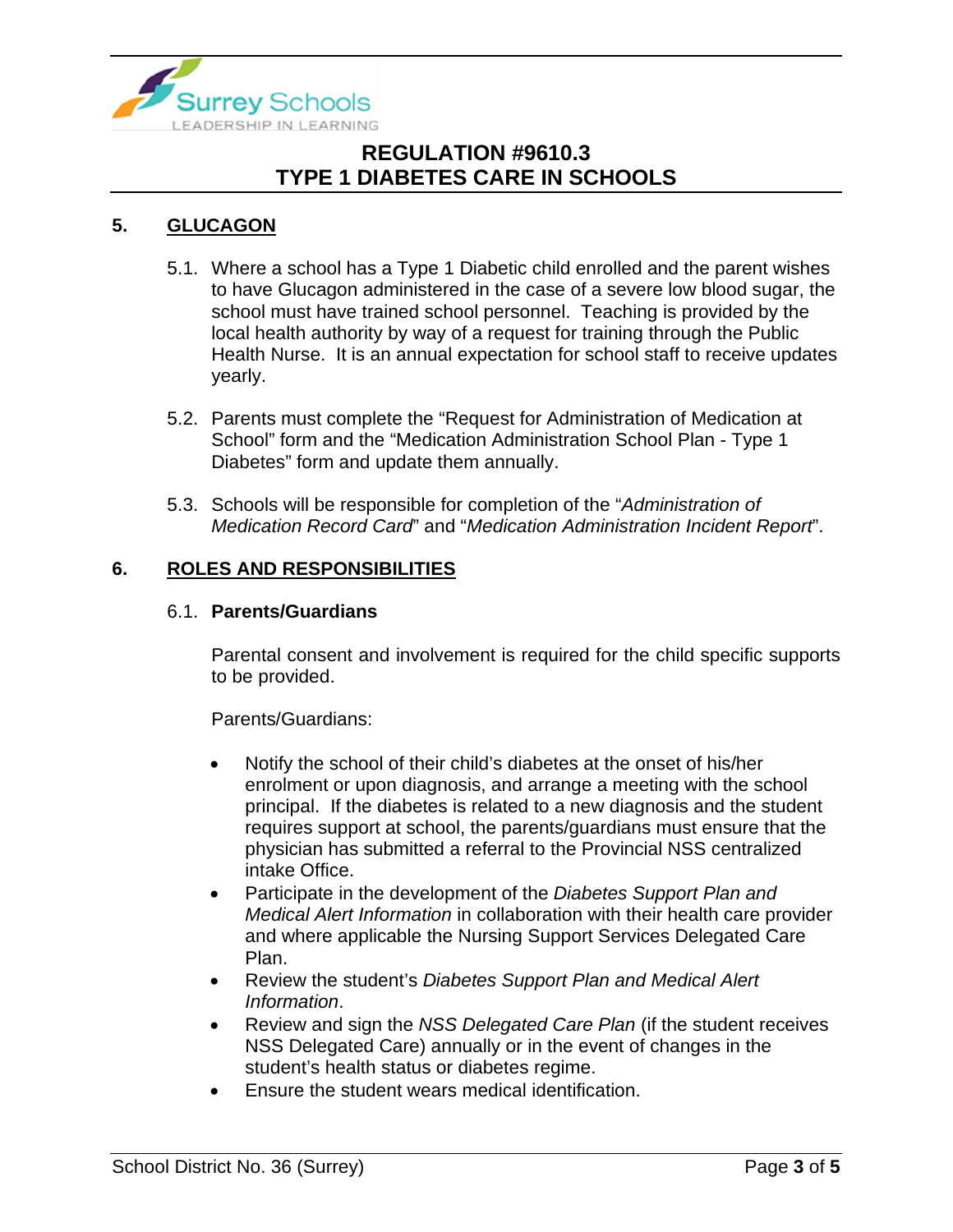## 5. GLUCAGON

5.1. Where a school has a Type 1 Diabetic child enrolled and the parent wishes to have Glucagon administered in the case of a severe low blood sugar, the school must have trained school personnel. Teaching is provided by the local health authority by way of a request for training through the Public Health Nurse. It is an annual expectation for school staff to receive updates yearly.

5.2. Parents must complete the "Request for Administration of Medication at School" form and the "Medication Administration School Plan - Type 1 Diabetes" form and update them annually.

5.3. Schools will be responsible for completion of the "*Administration of Medication Record Card*" and "*Medication Administration Incident Report*".

## 6. ROLES AND RESPONSIBILITIES

### 6.1. Parents/Guardians

Parental consent and involvement is required for the child specific supports to be provided.

Parents/Guardians:

- Notify the school of their child's diabetes at the onset of his/her enrolment or upon diagnosis, and arrange a meeting with the school principal. If the diabetes is related to a new diagnosis and the student requires support at school, the parents/guardians must ensure that the physician has submitted a referral to the Provincial NSS centralized intake Office.
- Participate in the development of the *Diabetes Support Plan and Medical Alert Information* in collaboration with their health care provider and where applicable the Nursing Support Services Delegated Care Plan.
- Review the student's *Diabetes Support Plan and Medical Alert Information*.
- Review and sign the *NSS Delegated Care Plan* (if the student receives NSS Delegated Care) annually or in the event of changes in the student's health status or diabetes regime.
- Ensure the student wears medical identification.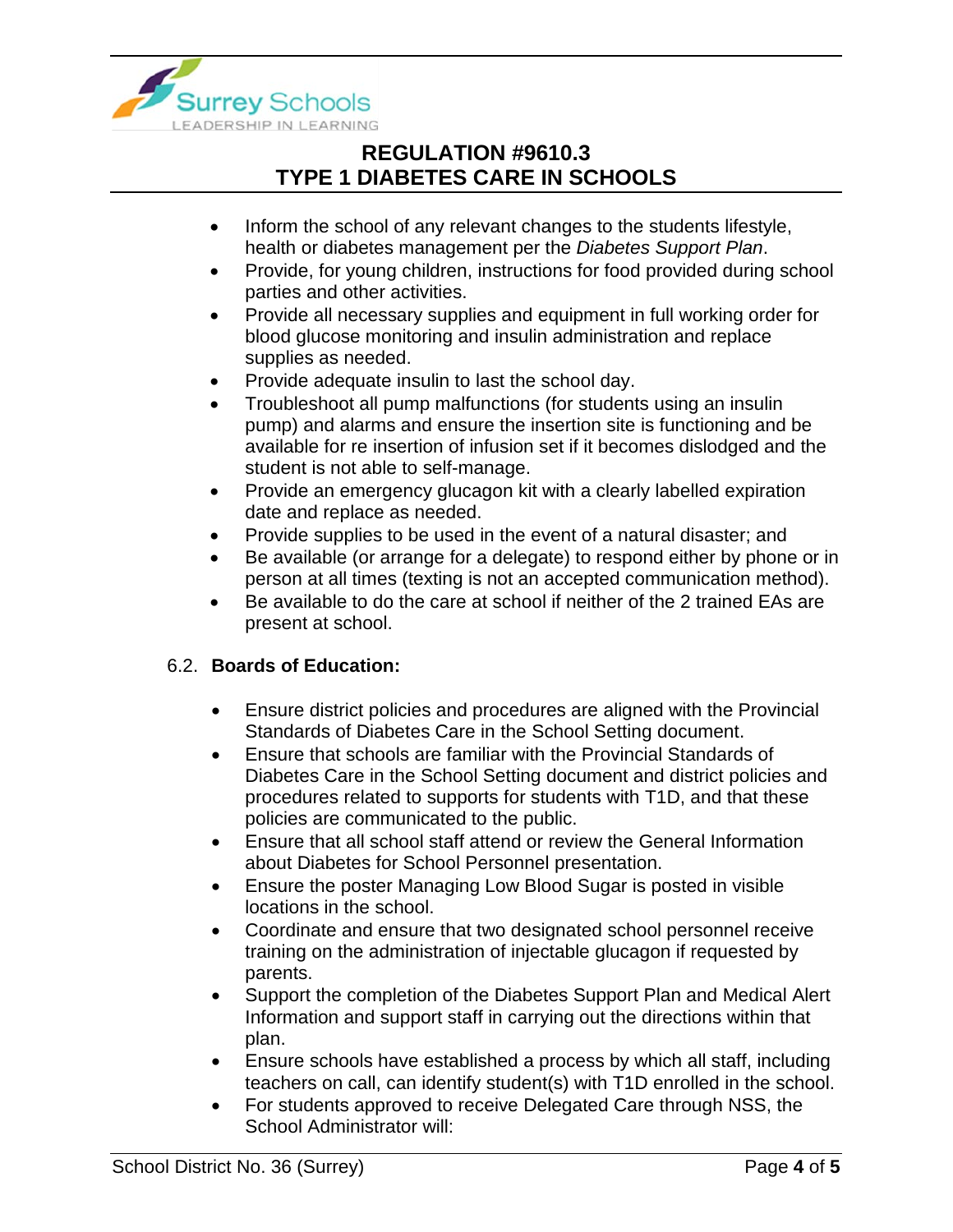- Inform the school of any relevant changes to the students lifestyle, health or diabetes management per the *Diabetes Support Plan*.
- Provide, for young children, instructions for food provided during school parties and other activities.
- Provide all necessary supplies and equipment in full working order for blood glucose monitoring and insulin administration and replace supplies as needed.
- Provide adequate insulin to last the school day.
- Troubleshoot all pump malfunctions (for students using an insulin pump) and alarms and ensure the insertion site is functioning and be available for re insertion of infusion set if it becomes dislodged and the student is not able to self-manage.
- Provide an emergency glucagon kit with a clearly labelled expiration date and replace as needed.
- Provide supplies to be used in the event of a natural disaster; and
- Be available (or arrange for a delegate) to respond either by phone or in person at all times (texting is not an accepted communication method).
- Be available to do the care at school if neither of the 2 trained EAs are present at school.

6.2. **Boards of Education:**

- Ensure district policies and procedures are aligned with the Provincial Standards of Diabetes Care in the School Setting document.
- Ensure that schools are familiar with the Provincial Standards of Diabetes Care in the School Setting document and district policies and procedures related to supports for students with T1D, and that these policies are communicated to the public.
- Ensure that all school staff attend or review the General Information about Diabetes for School Personnel presentation.
- Ensure the poster Managing Low Blood Sugar is posted in visible locations in the school.
- Coordinate and ensure that two designated school personnel receive training on the administration of injectable glucagon if requested by parents.
- Support the completion of the Diabetes Support Plan and Medical Alert Information and support staff in carrying out the directions within that plan.
- Ensure schools have established a process by which all staff, including teachers on call, can identify student(s) with T1D enrolled in the school.
- For students approved to receive Delegated Care through NSS, the School Administrator will: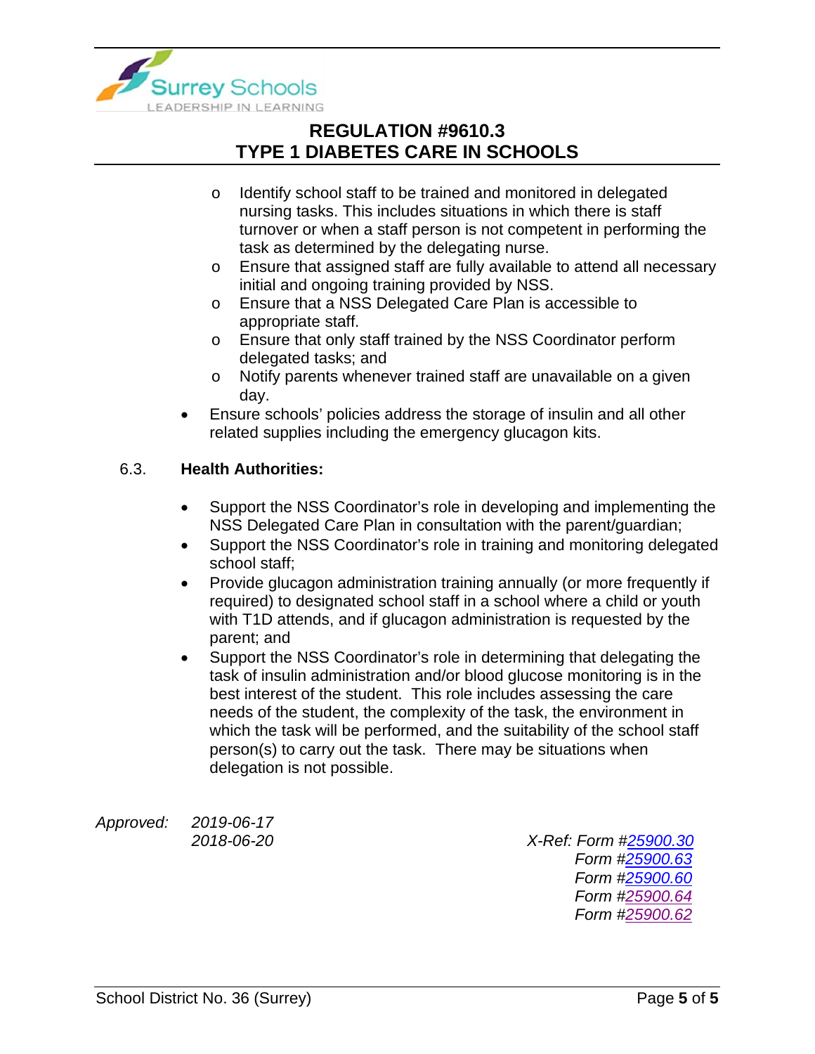- Identify school staff to be trained and monitored in delegated nursing tasks. This includes situations in which there is staff turnover or when a staff person is not competent in performing the task as determined by the delegating nurse.
  - Ensure that assigned staff are fully available to attend all necessary initial and ongoing training provided by NSS.
  - Ensure that a NSS Delegated Care Plan is accessible to appropriate staff.
  - Ensure that only staff trained by the NSS Coordinator perform delegated tasks; and
  - Notify parents whenever trained staff are unavailable on a given day.
- Ensure schools' policies address the storage of insulin and all other related supplies including the emergency glucagon kits.

6.3. **Health Authorities:**

- Support the NSS Coordinator's role in developing and implementing the NSS Delegated Care Plan in consultation with the parent/guardian;
- Support the NSS Coordinator's role in training and monitoring delegated school staff;
- Provide glucagon administration training annually (or more frequently if required) to designated school staff in a school where a child or youth with T1D attends, and if glucagon administration is requested by the parent; and
- Support the NSS Coordinator's role in determining that delegating the task of insulin administration and/or blood glucose monitoring is in the best interest of the student. This role includes assessing the care needs of the student, the complexity of the task, the environment in which the task will be performed, and the suitability of the school staff person(s) to carry out the task. There may be situations when delegation is not possible.

*Approved: 2019-06-17*
*2018-06-20*

*X-Ref: Form #25900.30*
*Form #25900.63*
*Form #25900.60*
*Form #25900.64*
*Form #25900.62*